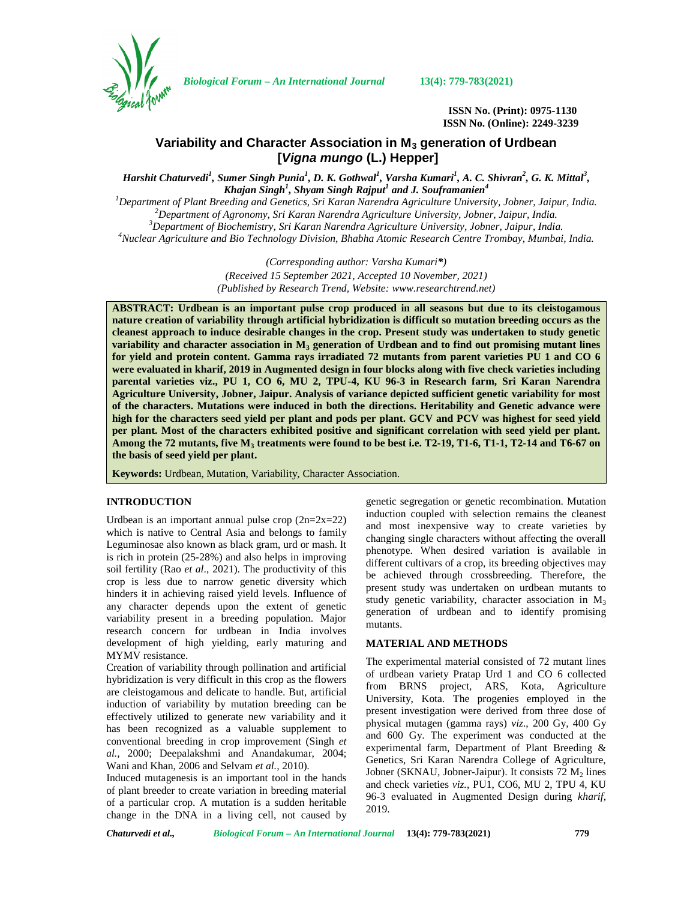ISSN No. (Print): 0975-1130
ISSN No. (Online): 2249-3239

# Variability and Character Association in $M_3$ generation of Urdbean [*Vigna mungo* (L.) Hepper]

*Harshit Chaturvedi[1], Sumer Singh Punia[1], D. K. Gothwal[1], Varsha Kumari[1], A. C. Shivran[2], G. K. Mittal[3], Khajan Singh[1], Shyam Singh Rajput[1] and J. Souframanien[4]*

[1]*Department of Plant Breeding and Genetics, Sri Karan Narendra Agriculture University, Jobner, Jaipur, India.*
[2]*Department of Agronomy, Sri Karan Narendra Agriculture University, Jobner, Jaipur, India.*
[3]*Department of Biochemistry, Sri Karan Narendra Agriculture University, Jobner, Jaipur, India.*
[4]*Nuclear Agriculture and Bio Technology Division, Bhabha Atomic Research Centre Trombay, Mumbai, India.*

*(Corresponding author: Varsha Kumari*)*
*(Received 15 September 2021, Accepted 10 November, 2021)*
*(Published by Research Trend, Website: www.researchtrend.net)*

**ABSTRACT: Urdbean is an important pulse crop produced in all seasons but due to its cleistogamous nature creation of variability through artificial hybridization is difficult so mutation breeding occurs as the cleanest approach to induce desirable changes in the crop. Present study was undertaken to study genetic variability and character association in $M_3$ generation of Urdbean and to find out promising mutant lines for yield and protein content. Gamma rays irradiated 72 mutants from parent varieties PU 1 and CO 6 were evaluated in kharif, 2019 in Augmented design in four blocks along with five check varieties including parental varieties viz., PU 1, CO 6, MU 2, TPU-4, KU 96-3 in Research farm, Sri Karan Narendra Agriculture University, Jobner, Jaipur. Analysis of variance depicted sufficient genetic variability for most of the characters. Mutations were induced in both the directions. Heritability and Genetic advance were high for the characters seed yield per plant and pods per plant. GCV and PCV was highest for seed yield per plant. Most of the characters exhibited positive and significant correlation with seed yield per plant. Among the 72 mutants, five $M_3$ treatments were found to be best i.e. T2-19, T1-6, T1-1, T2-14 and T6-67 on the basis of seed yield per plant.**

**Keywords:** Urdbean, Mutation, Variability, Character Association.

## INTRODUCTION

Urdbean is an important annual pulse crop ($2n=2x=22$) which is native to Central Asia and belongs to family Leguminosae also known as black gram, urd or mash. It is rich in protein (25-28%) and also helps in improving soil fertility (Rao *et al*., 2021). The productivity of this crop is less due to narrow genetic diversity which hinders it in achieving raised yield levels. Influence of any character depends upon the extent of genetic variability present in a breeding population. Major research concern for urdbean in India involves development of high yielding, early maturing and MYMV resistance.

Creation of variability through pollination and artificial hybridization is very difficult in this crop as the flowers are cleistogamous and delicate to handle. But, artificial induction of variability by mutation breeding can be effectively utilized to generate new variability and it has been recognized as a valuable supplement to conventional breeding in crop improvement (Singh *et al.,* 2000; Deepalakshmi and Anandakumar, 2004; Wani and Khan, 2006 and Selvam *et al.,* 2010).

Induced mutagenesis is an important tool in the hands of plant breeder to create variation in breeding material of a particular crop. A mutation is a sudden heritable change in the DNA in a living cell, not caused by genetic segregation or genetic recombination. Mutation induction coupled with selection remains the cleanest and most inexpensive way to create varieties by changing single characters without affecting the overall phenotype. When desired variation is available in different cultivars of a crop, its breeding objectives may be achieved through crossbreeding. Therefore, the present study was undertaken on urdbean mutants to study genetic variability, character association in $M_3$ generation of urdbean and to identify promising mutants.

## MATERIAL AND METHODS

The experimental material consisted of 72 mutant lines of urdbean variety Pratap Urd 1 and CO 6 collected from BRNS project, ARS, Kota, Agriculture University, Kota. The progenies employed in the present investigation were derived from three dose of physical mutagen (gamma rays) *viz*., 200 Gy, 400 Gy and 600 Gy. The experiment was conducted at the experimental farm, Department of Plant Breeding & Genetics, Sri Karan Narendra College of Agriculture, Jobner (SKNAU, Jobner-Jaipur). It consists 72 $M_2$ lines and check varieties *viz.*, PU1, CO6, MU 2, TPU 4, KU 96-3 evaluated in Augmented Design during *kharif*, 2019.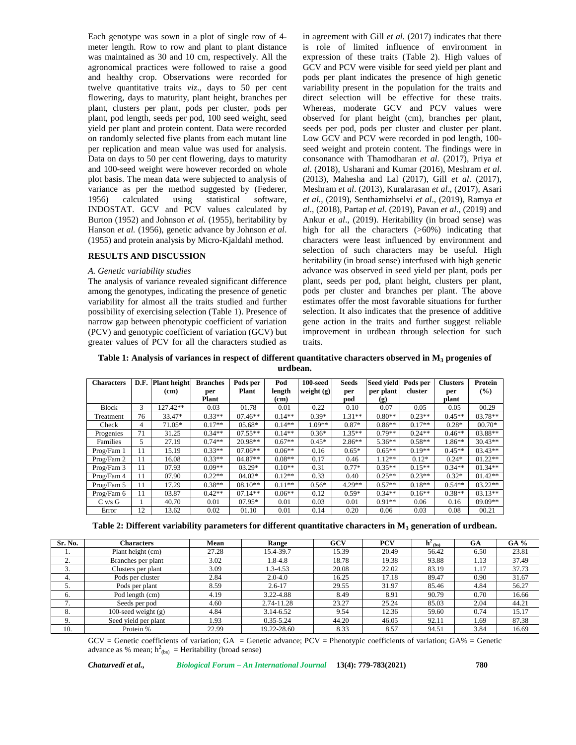Each genotype was sown in a plot of single row of 4-meter length. Row to row and plant to plant distance was maintained as 30 and 10 cm, respectively. All the agronomical practices were followed to raise a good and healthy crop. Observations were recorded for twelve quantitative traits *viz*., days to 50 per cent flowering, days to maturity, plant height, branches per plant, clusters per plant, pods per cluster, pods per plant, pod length, seeds per pod, 100 seed weight, seed yield per plant and protein content. Data were recorded on randomly selected five plants from each mutant line per replication and mean value was used for analysis. Data on days to 50 per cent flowering, days to maturity and 100-seed weight were however recorded on whole plot basis. The mean data were subjected to analysis of variance as per the method suggested by (Federer, 1956) calculated using statistical software, INDOSTAT. GCV and PCV values calculated by Burton (1952) and Johnson *et al.* (1955), heritability by Hanson *et al.* (1956), genetic advance by Johnson *et al*. (1955) and protein analysis by Micro-Kjaldahl method.

## RESULTS AND DISCUSSION

### *A. Genetic variability studies*

The analysis of variance revealed significant difference among the genotypes, indicating the presence of genetic variability for almost all the traits studied and further possibility of exercising selection (Table 1). Presence of narrow gap between phenotypic coefficient of variation (PCV) and genotypic coefficient of variation (GCV) but greater values of PCV for all the characters studied as in agreement with Gill *et al.* (2017) indicates that there is role of limited influence of environment in expression of these traits (Table 2). High values of GCV and PCV were visible for seed yield per plant and pods per plant indicates the presence of high genetic variability present in the population for the traits and direct selection will be effective for these traits. Whereas, moderate GCV and PCV values were observed for plant height (cm), branches per plant, seeds per pod, pods per cluster and cluster per plant. Low GCV and PCV were recorded in pod length, 100-seed weight and protein content. The findings were in consonance with Thamodharan *et al*. (2017), Priya *et al*. (2018), Usharani and Kumar (2016), Meshram *et al.* (2013), Mahesha and Lal (2017), Gill *et al*. (2017), Meshram *et al*. (2013), Kuralarasan *et al*., (2017), Asari *et al.,* (2019), Senthamizhselvi *et al*., (2019), Ramya *et al*., (2018), Partap *et al*. (2019), Pavan *et al*., (2019) and Ankur *et al*., (2019). Heritability (in broad sense) was high for all the characters (>60%) indicating that characters were least influenced by environment and selection of such characters may be useful. High heritability (in broad sense) interfused with high genetic advance was observed in seed yield per plant, pods per plant, seeds per pod, plant height, clusters per plant, pods per cluster and branches per plant. The above estimates offer the most favorable situations for further selection. It also indicates that the presence of additive gene action in the traits and further suggest reliable improvement in urdbean through selection for such traits.

**Table 1: Analysis of variances in respect of different quantitative characters observed in $M_3$ progenies of urdbean.**

| Characters | D.F. | Plant height (cm) | Branches per Plant | Pods per Plant | Pod length (cm) | 100-seed weight (g) | Seeds per pod | Seed yield per plant (g) | Pods per cluster | Clusters per plant | Protein (%) |
|---|---|---|---|---|---|---|---|---|---|---|---|
| Block | 3 | 127.42** | 0.03 | 01.78 | 0.01 | 0.22 | 0.10 | 0.07 | 0.05 | 0.05 | 00.29 |
| Treatment | 76 | 33.47* | 0.33** | 07.46** | 0.14** | 0.39* | 1.31** | 0.80** | 0.23** | 0.45** | 03.78** |
| Check | 4 | 71.05* | 0.17** | 05.68* | 0.14** | 1.09** | 0.87* | 0.86** | 0.17** | 0.28* | 00.70* |
| Progenies | 71 | 31.25 | 0.34** | 07.55** | 0.14** | 0.36* | 1.35** | 0.79** | 0.24** | 0.46** | 03.88** |
| Families | 5 | 27.19 | 0.74** | 20.98** | 0.67** | 0.45* | 2.86** | 5.36** | 0.58** | 1.86** | 30.43** |
| Prog/Fam 1 | 11 | 15.19 | 0.33** | 07.06** | 0.06** | 0.16 | 0.65* | 0.65** | 0.19** | 0.45** | 03.43** |
| Prog/Fam 2 | 11 | 16.08 | 0.33** | 04.87** | 0.08** | 0.17 | 0.46 | 1.12** | 0.12* | 0.24* | 01.22** |
| Prog/Fam 3 | 11 | 07.93 | 0.09** | 03.29* | 0.10** | 0.31 | 0.77* | 0.35** | 0.15** | 0.34** | 01.34** |
| Prog/Fam 4 | 11 | 07.90 | 0.22** | 04.02* | 0.12** | 0.33 | 0.40 | 0.25** | 0.23** | 0.32* | 01.42** |
| Prog/Fam 5 | 11 | 17.29 | 0.38** | 08.10** | 0.11** | 0.56* | 4.29** | 0.57** | 0.18** | 0.54** | 03.22** |
| Prog/Fam 6 | 11 | 03.87 | 0.42** | 07.14** | 0.06** | 0.12 | 0.59* | 0.34** | 0.16** | 0.38** | 03.13** |
| C v/s G | 1 | 40.70 | 0.01 | 07.95* | 0.01 | 0.03 | 0.01 | 0.91** | 0.06 | 0.16 | 09.09** |
| Error | 12 | 13.62 | 0.02 | 01.10 | 0.01 | 0.14 | 0.20 | 0.06 | 0.03 | 0.08 | 00.21 |

**Table 2: Different variability parameters for different quantitative characters in $M_3$ generation of urdbean.**

| Sr. No. | Characters | Mean | Range | GCV | PCV | $h^2_{(bs)}$ | GA | GA % |
|---|---|---|---|---|---|---|---|---|
| 1. | Plant height (cm) | 27.28 | 15.4-39.7 | 15.39 | 20.49 | 56.42 | 6.50 | 23.81 |
| 2. | Branches per plant | 3.02 | 1.8-4.8 | 18.78 | 19.38 | 93.88 | 1.13 | 37.49 |
| 3. | Clusters per plant | 3.09 | 1.3-4.53 | 20.08 | 22.02 | 83.19 | 1.17 | 37.73 |
| 4. | Pods per cluster | 2.84 | 2.0-4.0 | 16.25 | 17.18 | 89.47 | 0.90 | 31.67 |
| 5. | Pods per plant | 8.59 | 2.6-17 | 29.55 | 31.97 | 85.46 | 4.84 | 56.27 |
| 6. | Pod length (cm) | 4.19 | 3.22-4.88 | 8.49 | 8.91 | 90.79 | 0.70 | 16.66 |
| 7. | Seeds per pod | 4.60 | 2.74-11.28 | 23.27 | 25.24 | 85.03 | 2.04 | 44.21 |
| 8. | 100-seed weight (g) | 4.84 | 3.14-6.52 | 9.54 | 12.36 | 59.60 | 0.74 | 15.17 |
| 9. | Seed yield per plant | 1.93 | 0.35-5.24 | 44.20 | 46.05 | 92.11 | 1.69 | 87.38 |
| 10. | Protein % | 22.99 | 19.22-28.60 | 8.33 | 8.57 | 94.51 | 3.84 | 16.69 |

GCV = Genetic coefficients of variation; GA = Genetic advance; PCV = Phenotypic coefficients of variation; GA% = Genetic advance as % mean; $h^2_{(bs)}$ = Heritability (broad sense)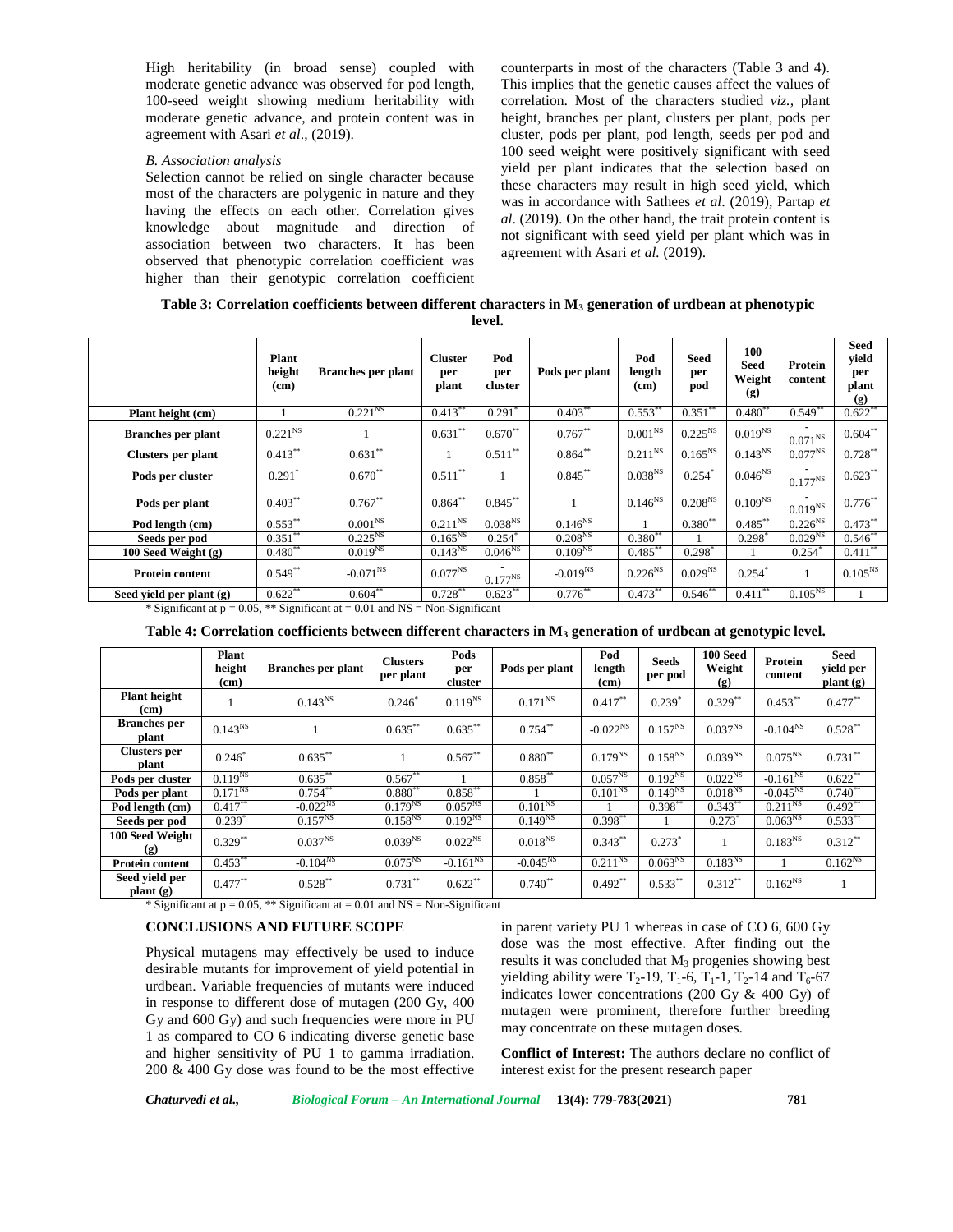High heritability (in broad sense) coupled with moderate genetic advance was observed for pod length, 100-seed weight showing medium heritability with moderate genetic advance, and protein content was in agreement with Asari *et al*., (2019).

### *B. Association analysis*

Selection cannot be relied on single character because most of the characters are polygenic in nature and they having the effects on each other. Correlation gives knowledge about magnitude and direction of association between two characters. It has been observed that phenotypic correlation coefficient was higher than their genotypic correlation coefficient counterparts in most of the characters (Table 3 and 4). This implies that the genetic causes affect the values of correlation. Most of the characters studied *viz.,* plant height, branches per plant, clusters per plant, pods per cluster, pods per plant, pod length, seeds per pod and 100 seed weight were positively significant with seed yield per plant indicates that the selection based on these characters may result in high seed yield, which was in accordance with Sathees *et al*. (2019), Partap *et al*. (2019). On the other hand, the trait protein content is not significant with seed yield per plant which was in agreement with Asari *et al.* (2019).

**Table 3: Correlation coefficients between different characters in $M_3$ generation of urdbean at phenotypic level.**

| | Plant height (cm) | Branches per plant | Cluster per plant | Pod per cluster | Pods per plant | Pod length (cm) | Seed per pod | 100 Seed Weight (g) | Protein content | Seed yield per plant (g) |
|---|---|---|---|---|---|---|---|---|---|---|
| Plant height (cm) | 1 | $0.221^{NS}$ | $0.413^{**}$ | $0.291^{*}$ | $0.403^{**}$ | $0.553^{**}$ | $0.351^{**}$ | $0.480^{**}$ | $0.549^{**}$ | $0.622^{**}$ |
| Branches per plant | $0.221^{NS}$ | 1 | $0.631^{**}$ | $0.670^{**}$ | $0.767^{**}$ | $0.001^{NS}$ | $0.225^{NS}$ | $0.019^{NS}$ | $-0.071^{NS}$ | $0.604^{**}$ |
| Clusters per plant | $0.413^{**}$ | $0.631^{**}$ | 1 | $0.511^{**}$ | $0.864^{**}$ | $0.211^{NS}$ | $0.165^{NS}$ | $0.143^{NS}$ | $0.077^{NS}$ | $0.728^{**}$ |
| Pods per cluster | $0.291^{*}$ | $0.670^{**}$ | $0.511^{**}$ | 1 | $0.845^{**}$ | $0.038^{NS}$ | $0.254^{*}$ | $0.046^{NS}$ | $-0.177^{NS}$ | $0.623^{**}$ |
| Pods per plant | $0.403^{**}$ | $0.767^{**}$ | $0.864^{**}$ | $0.845^{**}$ | 1 | $0.146^{NS}$ | $0.208^{NS}$ | $0.109^{NS}$ | $-0.019^{NS}$ | $0.776^{**}$ |
| Pod length (cm) | $0.553^{**}$ | $0.001^{NS}$ | $0.211^{NS}$ | $0.038^{NS}$ | $0.146^{NS}$ | 1 | $0.380^{**}$ | $0.485^{**}$ | $0.226^{NS}$ | $0.473^{**}$ |
| Seeds per pod | $0.351^{**}$ | $0.225^{NS}$ | $0.165^{NS}$ | $0.254^{*}$ | $0.208^{NS}$ | $0.380^{**}$ | 1 | $0.298^{*}$ | $0.029^{NS}$ | $0.546^{**}$ |
| 100 Seed Weight (g) | $0.480^{**}$ | $0.019^{NS}$ | $0.143^{NS}$ | $0.046^{NS}$ | $0.109^{NS}$ | $0.485^{**}$ | $0.298^{*}$ | 1 | $0.254^{*}$ | $0.411^{**}$ |
| Protein content | $0.549^{**}$ | $-0.071^{NS}$ | $0.077^{NS}$ | $-0.177^{NS}$ | $-0.019^{NS}$ | $0.226^{NS}$ | $0.029^{NS}$ | $0.254^{*}$ | 1 | $0.105^{NS}$ |
| Seed yield per plant (g) | $0.622^{**}$ | $0.604^{**}$ | $0.728^{**}$ | $0.623^{**}$ | $0.776^{**}$ | $0.473^{**}$ | $0.546^{**}$ | $0.411^{**}$ | $0.105^{NS}$ | 1 |

\* Significant at p = 0.05, ** Significant at = 0.01 and NS = Non-Significant

**Table 4: Correlation coefficients between different characters in $M_3$ generation of urdbean at genotypic level.**

| | Plant height (cm) | Branches per plant | Clusters per plant | Pods per cluster | Pods per plant | Pod length (cm) | Seeds per pod | 100 Seed Weight (g) | Protein content | Seed yield per plant (g) |
|---|---|---|---|---|---|---|---|---|---|---|
| Plant height (cm) | 1 | $0.143^{NS}$ | $0.246^{*}$ | $0.119^{NS}$ | $0.171^{NS}$ | $0.417^{**}$ | $0.239^{*}$ | $0.329^{**}$ | $0.453^{**}$ | $0.477^{**}$ |
| Branches per plant | $0.143^{NS}$ | 1 | $0.635^{**}$ | $0.635^{**}$ | $0.754^{**}$ | $-0.022^{NS}$ | $0.157^{NS}$ | $0.037^{NS}$ | $-0.104^{NS}$ | $0.528^{**}$ |
| Clusters per plant | $0.246^{*}$ | $0.635^{**}$ | 1 | $0.567^{**}$ | $0.880^{**}$ | $0.179^{NS}$ | $0.158^{NS}$ | $0.039^{NS}$ | $0.075^{NS}$ | $0.731^{**}$ |
| Pods per cluster | $0.119^{NS}$ | $0.635^{**}$ | $0.567^{**}$ | 1 | $0.858^{**}$ | $0.057^{NS}$ | $0.192^{NS}$ | $0.022^{NS}$ | $-0.161^{NS}$ | $0.622^{**}$ |
| Pods per plant | $0.171^{NS}$ | $0.754^{**}$ | $0.880^{**}$ | $0.858^{**}$ | 1 | $0.101^{NS}$ | $0.149^{NS}$ | $0.018^{NS}$ | $-0.045^{NS}$ | $0.740^{**}$ |
| Pod length (cm) | $0.417^{**}$ | $-0.022^{NS}$ | $0.179^{NS}$ | $0.057^{NS}$ | $0.101^{NS}$ | 1 | $0.398^{**}$ | $0.343^{**}$ | $0.211^{NS}$ | $0.492^{**}$ |
| Seeds per pod | $0.239^{*}$ | $0.157^{NS}$ | $0.158^{NS}$ | $0.192^{NS}$ | $0.149^{NS}$ | $0.398^{**}$ | 1 | $0.273^{*}$ | $0.063^{NS}$ | $0.533^{**}$ |
| 100 Seed Weight (g) | $0.329^{**}$ | $0.037^{NS}$ | $0.039^{NS}$ | $0.022^{NS}$ | $0.018^{NS}$ | $0.343^{**}$ | $0.273^{*}$ | 1 | $0.183^{NS}$ | $0.312^{**}$ |
| Protein content | $0.453^{**}$ | $-0.104^{NS}$ | $0.075^{NS}$ | $-0.161^{NS}$ | $-0.045^{NS}$ | $0.211^{NS}$ | $0.063^{NS}$ | $0.183^{NS}$ | 1 | $0.162^{NS}$ |
| Seed yield per plant (g) | $0.477^{**}$ | $0.528^{**}$ | $0.731^{**}$ | $0.622^{**}$ | $0.740^{**}$ | $0.492^{**}$ | $0.533^{**}$ | $0.312^{**}$ | $0.162^{NS}$ | 1 |

\* Significant at p = 0.05, ** Significant at = 0.01 and NS = Non-Significant

## CONCLUSIONS AND FUTURE SCOPE

Physical mutagens may effectively be used to induce desirable mutants for improvement of yield potential in urdbean. Variable frequencies of mutants were induced in response to different dose of mutagen (200 Gy, 400 Gy and 600 Gy) and such frequencies were more in PU 1 as compared to CO 6 indicating diverse genetic base and higher sensitivity of PU 1 to gamma irradiation. 200 & 400 Gy dose was found to be the most effective in parent variety PU 1 whereas in case of CO 6, 600 Gy dose was the most effective. After finding out the results it was concluded that $M_3$ progenies showing best yielding ability were $T_2$-19, $T_1$-6, $T_1$-1, $T_2$-14 and $T_6$-67 indicates lower concentrations (200 Gy & 400 Gy) of mutagen were prominent, therefore further breeding may concentrate on these mutagen doses.

**Conflict of Interest:** The authors declare no conflict of interest exist for the present research paper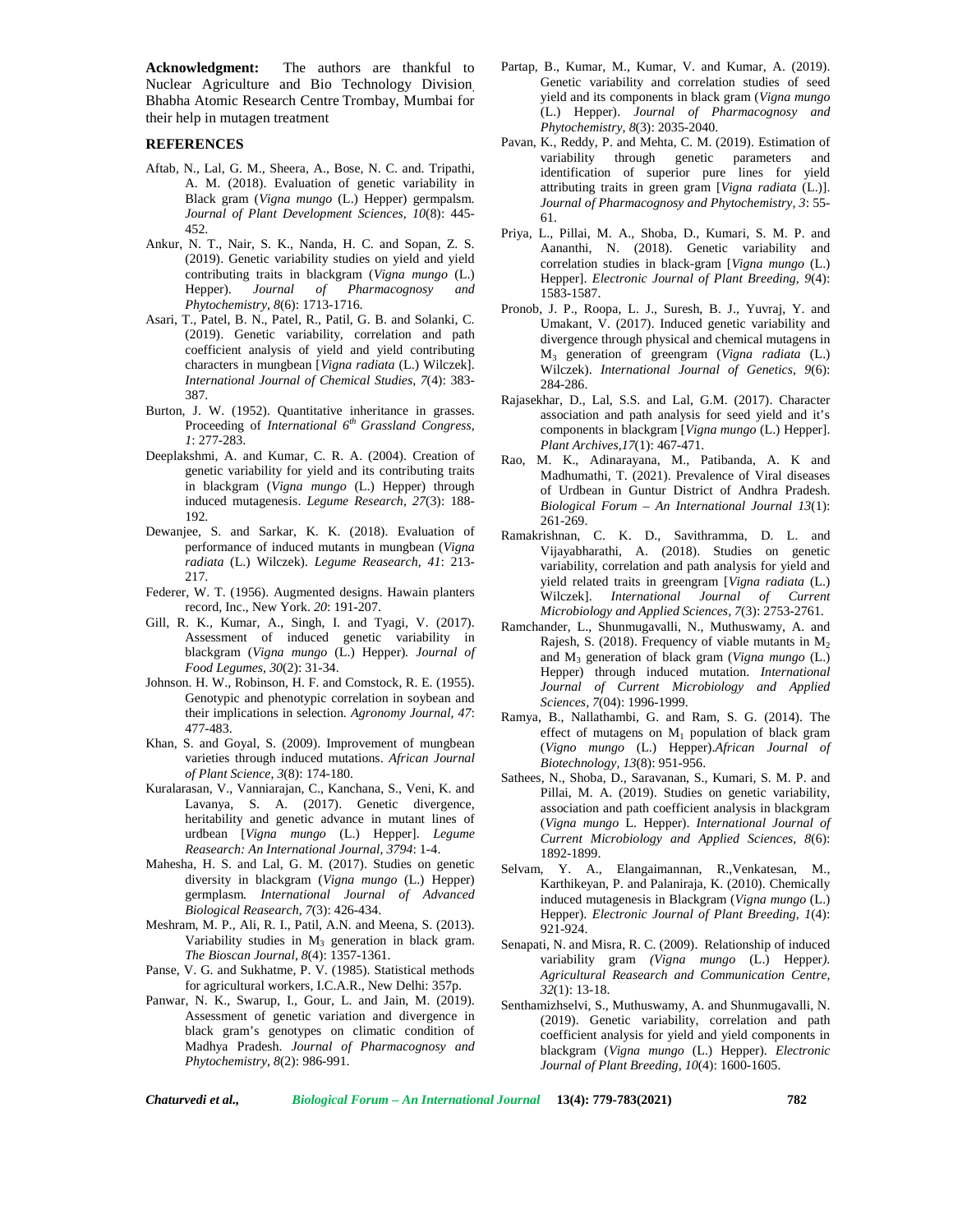**Acknowledgment:** The authors are thankful to Nuclear Agriculture and Bio Technology Division, Bhabha Atomic Research Centre Trombay, Mumbai for their help in mutagen treatment

## REFERENCES

Aftab, N., Lal, G. M., Sheera, A., Bose, N. C. and. Tripathi, A. M. (2018). Evaluation of genetic variability in Black gram (*Vigna mungo* (L.) Hepper) germpalsm. *Journal of Plant Development Sciences, 10*(8): 445-452.

Ankur, N. T., Nair, S. K., Nanda, H. C. and Sopan, Z. S. (2019). Genetic variability studies on yield and yield contributing traits in blackgram (*Vigna mungo* (L.) Hepper). *Journal of Pharmacognosy and Phytochemistry*, *8*(6): 1713-1716.

Asari, T., Patel, B. N., Patel, R., Patil, G. B. and Solanki, C. (2019). Genetic variability, correlation and path coefficient analysis of yield and yield contributing characters in mungbean [*Vigna radiata* (L.) Wilczek]. *International Journal of Chemical Studies, 7*(4): 383-387.

Burton, J. W. (1952). Quantitative inheritance in grasses. Proceeding of *International 6th Grassland Congress, 1*: 277-283.

Deeplakshmi, A. and Kumar, C. R. A. (2004). Creation of genetic variability for yield and its contributing traits in blackgram (*Vigna mungo* (L.) Hepper) through induced mutagenesis. *Legume Research*, *27*(3): 188-192.

Dewanjee, S. and Sarkar, K. K. (2018). Evaluation of performance of induced mutants in mungbean (*Vigna radiata* (L.) Wilczek). *Legume Reasearch, 41*: 213-217.

Federer, W. T. (1956). Augmented designs. Hawain planters record, Inc., New York. *20*: 191-207.

Gill, R. K., Kumar, A., Singh, I. and Tyagi, V. (2017). Assessment of induced genetic variability in blackgram (*Vigna mungo* (L.) Hepper). *Journal of Food Legumes*, *30*(2): 31-34.

Johnson. H. W., Robinson, H. F. and Comstock, R. E. (1955). Genotypic and phenotypic correlation in soybean and their implications in selection. *Agronomy Journal, 47*: 477-483.

Khan, S. and Goyal, S. (2009). Improvement of mungbean varieties through induced mutations. *African Journal of Plant Science, 3*(8): 174-180.

Kuralarasan, V., Vanniarajan, C., Kanchana, S., Veni, K. and Lavanya, S. A. (2017). Genetic divergence, heritability and genetic advance in mutant lines of urdbean [*Vigna mungo* (L.) Hepper]. *Legume Reasearch: An International Journal, 3794*: 1-4.

Mahesha, H. S. and Lal, G. M. (2017). Studies on genetic diversity in blackgram (*Vigna mungo* (L.) Hepper) germplasm. *International Journal of Advanced Biological Reasearch, 7*(3): 426-434.

Meshram, M. P., Ali, R. I., Patil, A.N. and Meena, S. (2013). Variability studies in $M_3$ generation in black gram. *The Bioscan Journal*, *8*(4): 1357-1361.

Panse, V. G. and Sukhatme, P. V. (1985). Statistical methods for agricultural workers, I.C.A.R., New Delhi: 357p.

Panwar, N. K., Swarup, I., Gour, L. and Jain, M. (2019). Assessment of genetic variation and divergence in black gram's genotypes on climatic condition of Madhya Pradesh. *Journal of Pharmacognosy and Phytochemistry*, *8*(2): 986-991.

Partap, B., Kumar, M., Kumar, V. and Kumar, A. (2019). Genetic variability and correlation studies of seed yield and its components in black gram (*Vigna mungo* (L.) Hepper). *Journal of Pharmacognosy and Phytochemistry, 8*(3): 2035-2040.

Pavan, K., Reddy, P. and Mehta, C. M. (2019). Estimation of variability through genetic parameters and identification of superior pure lines for yield attributing traits in green gram [*Vigna radiata* (L.)]. *Journal of Pharmacognosy and Phytochemistry, 3*: 55-61.

Priya, L., Pillai, M. A., Shoba, D., Kumari, S. M. P. and Aananthi, N. (2018). Genetic variability and correlation studies in black-gram [*Vigna mungo* (L.) Hepper]. *Electronic Journal of Plant Breeding, 9*(4): 1583-1587.

Pronob, J. P., Roopa, L. J., Suresh, B. J., Yuvraj, Y. and Umakant, V. (2017). Induced genetic variability and divergence through physical and chemical mutagens in $M_3$ generation of greengram (*Vigna radiata* (L.) Wilczek). *International Journal of Genetics, 9*(6): 284-286.

Rajasekhar, D., Lal, S.S. and Lal, G.M. (2017). Character association and path analysis for seed yield and it's components in blackgram [*Vigna mungo* (L.) Hepper]. *Plant Archives,17*(1): 467-471.

Rao, M. K., Adinarayana, M., Patibanda, A. K and Madhumathi, T. (2021). Prevalence of Viral diseases of Urdbean in Guntur District of Andhra Pradesh. *Biological Forum – An International Journal 13*(1): 261-269.

Ramakrishnan, C. K. D., Savithramma, D. L. and Vijayabharathi, A. (2018). Studies on genetic variability, correlation and path analysis for yield and yield related traits in greengram [*Vigna radiata* (L.) Wilczek]. *International Journal of Current Microbiology and Applied Sciences, 7*(3): 2753-2761.

Ramchander, L., Shunmugavalli, N., Muthuswamy, A. and Rajesh, S. (2018). Frequency of viable mutants in $M_2$ and $M_3$ generation of black gram (*Vigna mungo* (L.) Hepper) through induced mutation. *International Journal of Current Microbiology and Applied Sciences*, *7*(04): 1996-1999.

Ramya, B., Nallathambi, G. and Ram, S. G. (2014). The effect of mutagens on $M_1$ population of black gram (*Vigno mungo* (L.) Hepper).*African Journal of Biotechnology, 13*(8): 951-956.

Sathees, N., Shoba, D., Saravanan, S., Kumari, S. M. P. and Pillai, M. A. (2019). Studies on genetic variability, association and path coefficient analysis in blackgram (*Vigna mungo* L. Hepper). *International Journal of Current Microbiology and Applied Sciences, 8*(6): 1892-1899.

Selvam, Y. A., Elangaimannan, R.,Venkatesan, M., Karthikeyan, P. and Palaniraja, K. (2010). Chemically induced mutagenesis in Blackgram (*Vigna mungo* (L.) Hepper). *Electronic Journal of Plant Breeding, 1*(4): 921-924.

Senapati, N. and Misra, R. C. (2009). Relationship of induced variability gram *(Vigna mungo* (L.) Hepper*). Agricultural Reasearch and Communication Centre, 32*(1): 13-18.

Senthamizhselvi, S., Muthuswamy, A. and Shunmugavalli, N. (2019). Genetic variability, correlation and path coefficient analysis for yield and yield components in blackgram (*Vigna mungo* (L.) Hepper). *Electronic Journal of Plant Breeding, 10*(4): 1600-1605.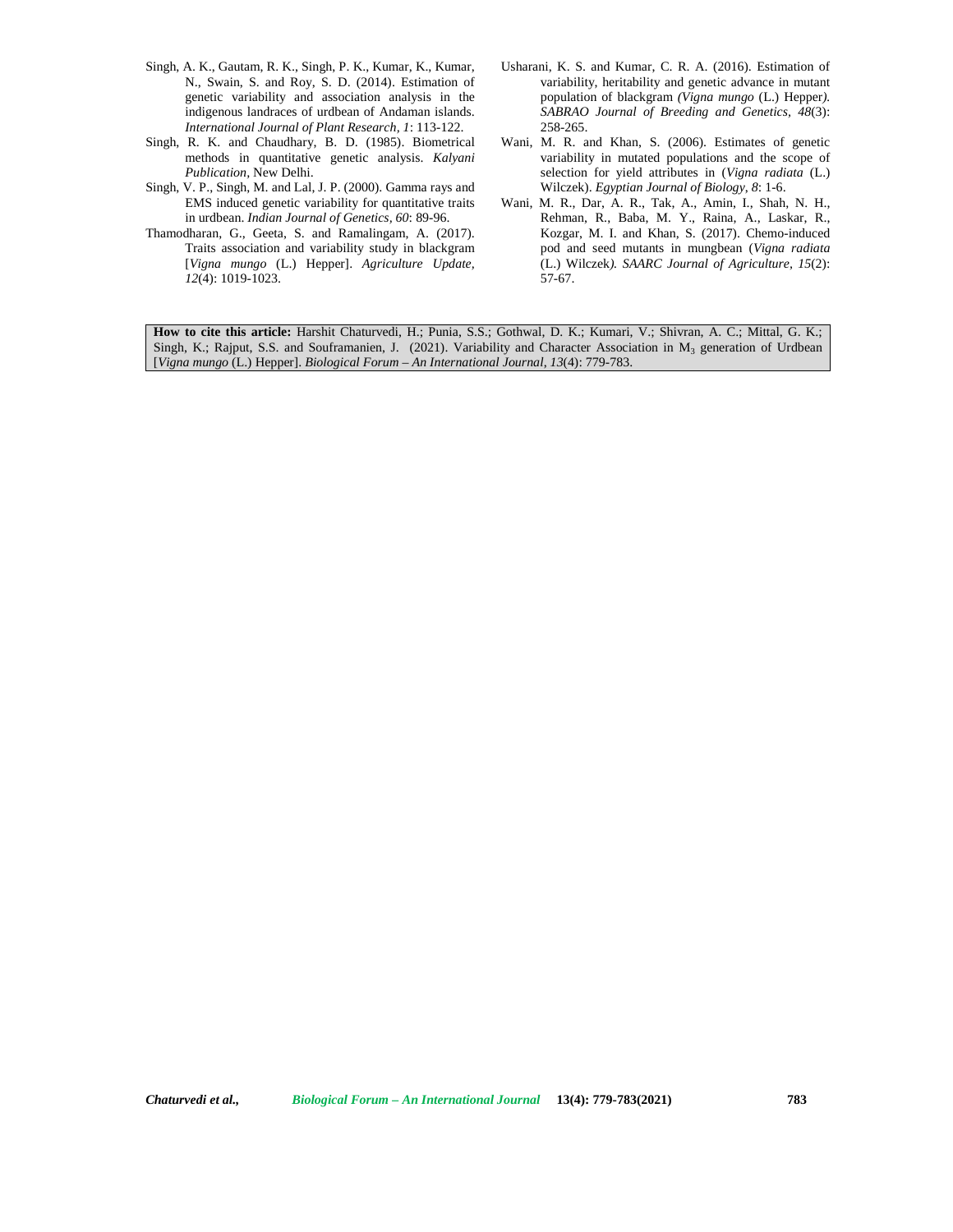Singh, A. K., Gautam, R. K., Singh, P. K., Kumar, K., Kumar, N., Swain, S. and Roy, S. D. (2014). Estimation of genetic variability and association analysis in the indigenous landraces of urdbean of Andaman islands. *International Journal of Plant Research*, *1*: 113-122.

Singh, R. K. and Chaudhary, B. D. (1985). Biometrical methods in quantitative genetic analysis. *Kalyani Publication*, New Delhi.

Singh, V. P., Singh, M. and Lal, J. P. (2000). Gamma rays and EMS induced genetic variability for quantitative traits in urdbean. *Indian Journal of Genetics*, *60*: 89-96.

Thamodharan, G., Geeta, S. and Ramalingam, A. (2017). Traits association and variability study in blackgram [*Vigna mungo* (L.) Hepper]. *Agriculture Update*, *12*(4): 1019-1023.

Usharani, K. S. and Kumar, C. R. A. (2016). Estimation of variability, heritability and genetic advance in mutant population of blackgram *(Vigna mungo* (L.) Hepper*)*. *SABRAO Journal of Breeding and Genetics*, *48*(3): 258-265.

Wani, M. R. and Khan, S. (2006). Estimates of genetic variability in mutated populations and the scope of selection for yield attributes in (*Vigna radiata* (L.) Wilczek). *Egyptian Journal of Biology*, *8*: 1-6.

Wani, M. R., Dar, A. R., Tak, A., Amin, I., Shah, N. H., Rehman, R., Baba, M. Y., Raina, A., Laskar, R., Kozgar, M. I. and Khan, S. (2017). Chemo-induced pod and seed mutants in mungbean (*Vigna radiata* (L.) Wilczek*)*. *SAARC Journal of Agriculture*, *15*(2): 57-67.

**How to cite this article:** Harshit Chaturvedi, H.; Punia, S.S.; Gothwal, D. K.; Kumari, V.; Shivran, A. C.; Mittal, G. K.; Singh, K.; Rajput, S.S. and Souframanien, J. (2021). Variability and Character Association in $M_3$ generation of Urdbean [*Vigna mungo* (L.) Hepper]. *Biological Forum – An International Journal*, *13*(4): 779-783.